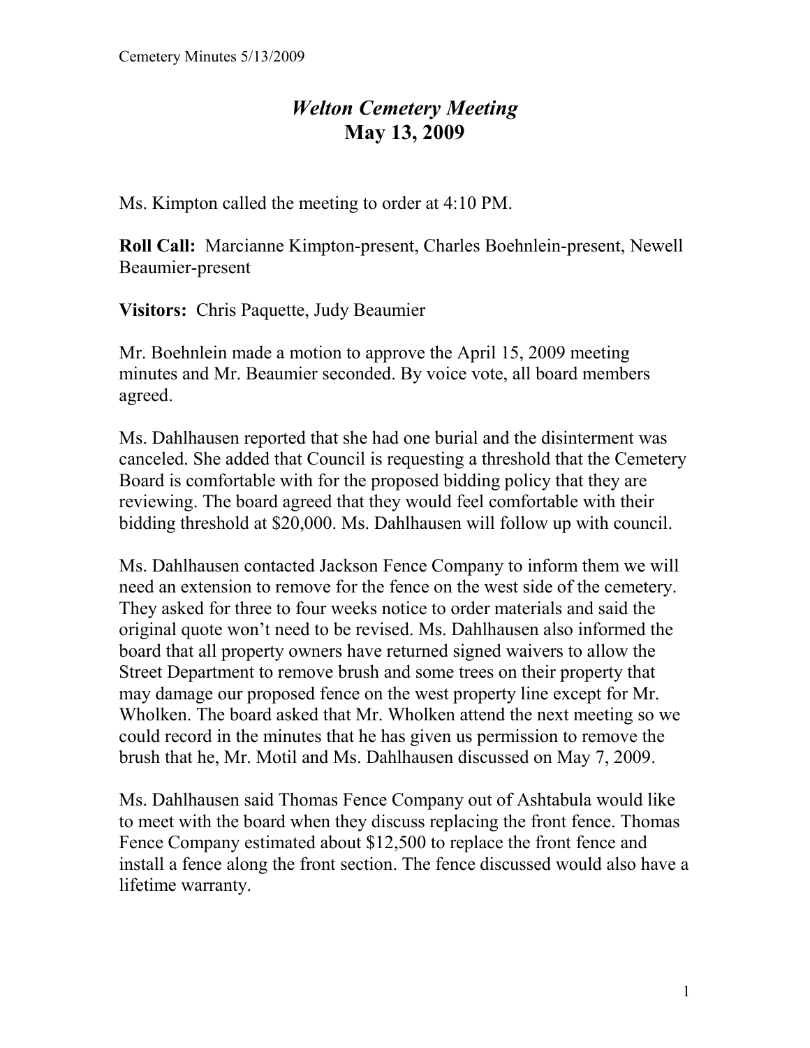# *Welton Cemetery Meeting*
# May 13, 2009

Ms. Kimpton called the meeting to order at 4:10 PM.

**Roll Call:** Marcianne Kimpton-present, Charles Boehnlein-present, Newell Beaumier-present

**Visitors:** Chris Paquette, Judy Beaumier

Mr. Boehnlein made a motion to approve the April 15, 2009 meeting minutes and Mr. Beaumier seconded. By voice vote, all board members agreed.

Ms. Dahlhausen reported that she had one burial and the disinterment was canceled. She added that Council is requesting a threshold that the Cemetery Board is comfortable with for the proposed bidding policy that they are reviewing. The board agreed that they would feel comfortable with their bidding threshold at $20,000. Ms. Dahlhausen will follow up with council.

Ms. Dahlhausen contacted Jackson Fence Company to inform them we will need an extension to remove for the fence on the west side of the cemetery. They asked for three to four weeks notice to order materials and said the original quote won't need to be revised. Ms. Dahlhausen also informed the board that all property owners have returned signed waivers to allow the Street Department to remove brush and some trees on their property that may damage our proposed fence on the west property line except for Mr. Wholken. The board asked that Mr. Wholken attend the next meeting so we could record in the minutes that he has given us permission to remove the brush that he, Mr. Motil and Ms. Dahlhausen discussed on May 7, 2009.

Ms. Dahlhausen said Thomas Fence Company out of Ashtabula would like to meet with the board when they discuss replacing the front fence. Thomas Fence Company estimated about $12,500 to replace the front fence and install a fence along the front section. The fence discussed would also have a lifetime warranty.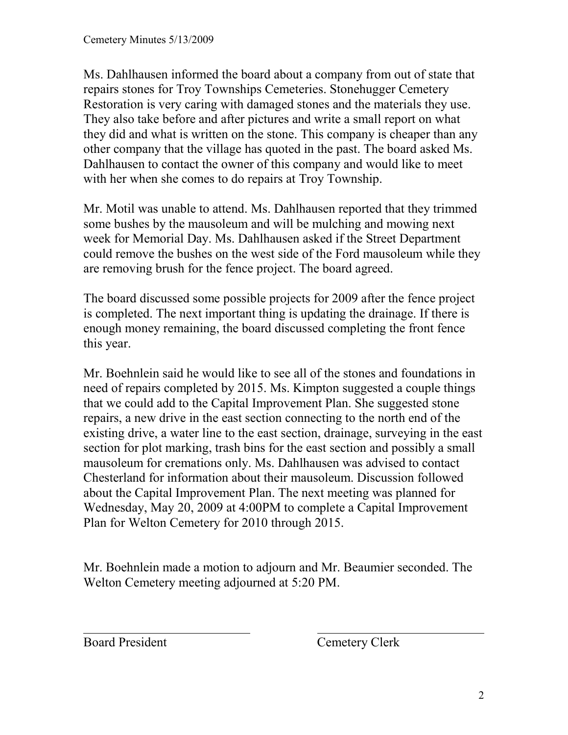Ms. Dahlhausen informed the board about a company from out of state that repairs stones for Troy Townships Cemeteries. Stonehugger Cemetery Restoration is very caring with damaged stones and the materials they use. They also take before and after pictures and write a small report on what they did and what is written on the stone. This company is cheaper than any other company that the village has quoted in the past. The board asked Ms. Dahlhausen to contact the owner of this company and would like to meet with her when she comes to do repairs at Troy Township.

Mr. Motil was unable to attend. Ms. Dahlhausen reported that they trimmed some bushes by the mausoleum and will be mulching and mowing next week for Memorial Day. Ms. Dahlhausen asked if the Street Department could remove the bushes on the west side of the Ford mausoleum while they are removing brush for the fence project. The board agreed.

The board discussed some possible projects for 2009 after the fence project is completed. The next important thing is updating the drainage. If there is enough money remaining, the board discussed completing the front fence this year.

Mr. Boehnlein said he would like to see all of the stones and foundations in need of repairs completed by 2015. Ms. Kimpton suggested a couple things that we could add to the Capital Improvement Plan. She suggested stone repairs, a new drive in the east section connecting to the north end of the existing drive, a water line to the east section, drainage, surveying in the east section for plot marking, trash bins for the east section and possibly a small mausoleum for cremations only. Ms. Dahlhausen was advised to contact Chesterland for information about their mausoleum. Discussion followed about the Capital Improvement Plan. The next meeting was planned for Wednesday, May 20, 2009 at 4:00PM to complete a Capital Improvement Plan for Welton Cemetery for 2010 through 2015.

Mr. Boehnlein made a motion to adjourn and Mr. Beaumier seconded. The Welton Cemetery meeting adjourned at 5:20 PM.

Board President

Cemetery Clerk